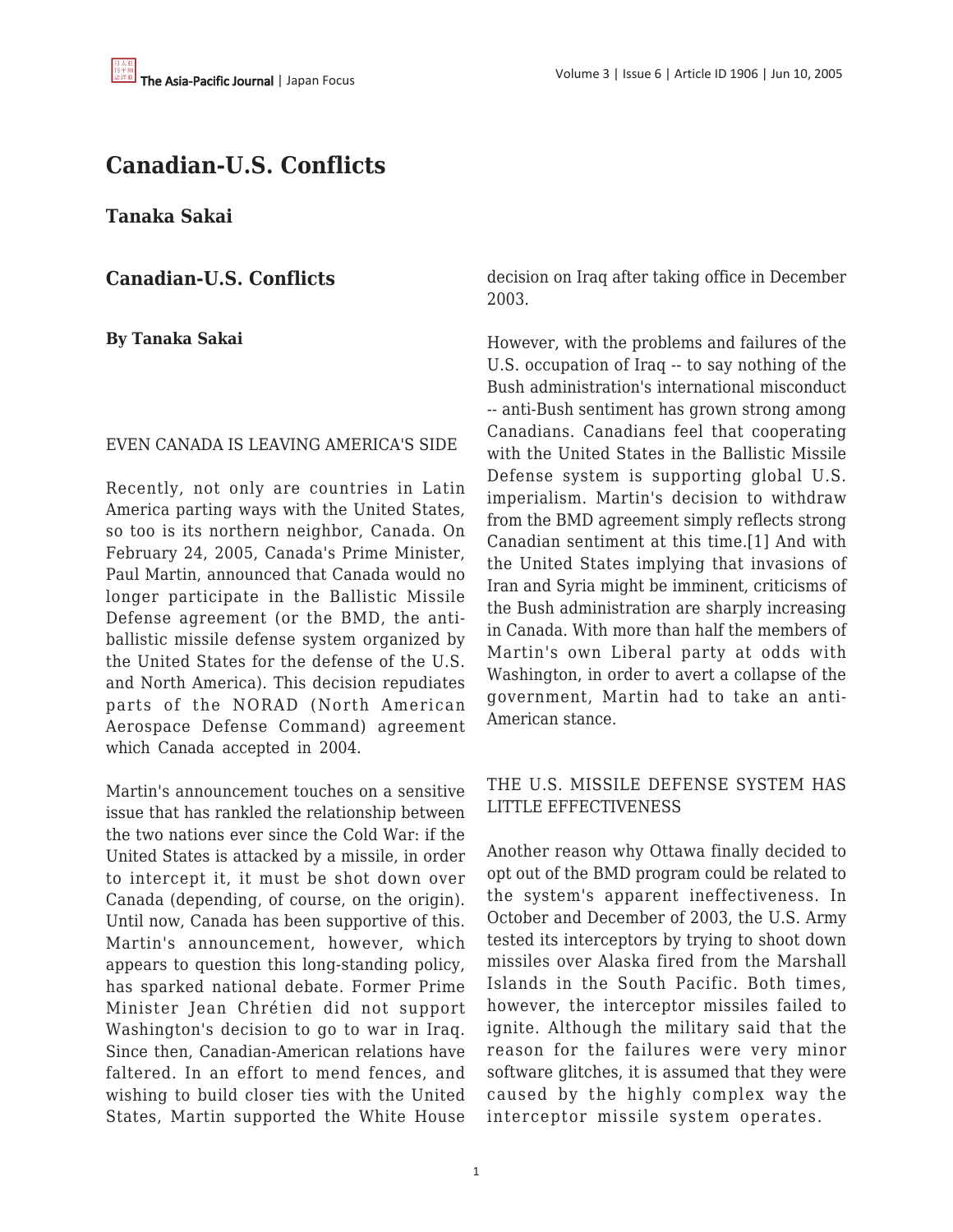# Canadian-U.S. Conflicts

**Tanaka Sakai**

## Canadian-U.S. Conflicts

**By Tanaka Sakai**

EVEN CANADA IS LEAVING AMERICA'S SIDE

Recently, not only are countries in Latin America parting ways with the United States, so too is its northern neighbor, Canada. On February 24, 2005, Canada's Prime Minister, Paul Martin, announced that Canada would no longer participate in the Ballistic Missile Defense agreement (or the BMD, the anti-ballistic missile defense system organized by the United States for the defense of the U.S. and North America). This decision repudiates parts of the NORAD (North American Aerospace Defense Command) agreement which Canada accepted in 2004.

Martin's announcement touches on a sensitive issue that has rankled the relationship between the two nations ever since the Cold War: if the United States is attacked by a missile, in order to intercept it, it must be shot down over Canada (depending, of course, on the origin). Until now, Canada has been supportive of this. Martin's announcement, however, which appears to question this long-standing policy, has sparked national debate. Former Prime Minister Jean Chrétien did not support Washington's decision to go to war in Iraq. Since then, Canadian-American relations have faltered. In an effort to mend fences, and wishing to build closer ties with the United States, Martin supported the White House decision on Iraq after taking office in December 2003.

However, with the problems and failures of the U.S. occupation of Iraq -- to say nothing of the Bush administration's international misconduct -- anti-Bush sentiment has grown strong among Canadians. Canadians feel that cooperating with the United States in the Ballistic Missile Defense system is supporting global U.S. imperialism. Martin's decision to withdraw from the BMD agreement simply reflects strong Canadian sentiment at this time.[1] And with the United States implying that invasions of Iran and Syria might be imminent, criticisms of the Bush administration are sharply increasing in Canada. With more than half the members of Martin's own Liberal party at odds with Washington, in order to avert a collapse of the government, Martin had to take an anti-American stance.

THE U.S. MISSILE DEFENSE SYSTEM HAS LITTLE EFFECTIVENESS

Another reason why Ottawa finally decided to opt out of the BMD program could be related to the system's apparent ineffectiveness. In October and December of 2003, the U.S. Army tested its interceptors by trying to shoot down missiles over Alaska fired from the Marshall Islands in the South Pacific. Both times, however, the interceptor missiles failed to ignite. Although the military said that the reason for the failures were very minor software glitches, it is assumed that they were caused by the highly complex way the interceptor missile system operates.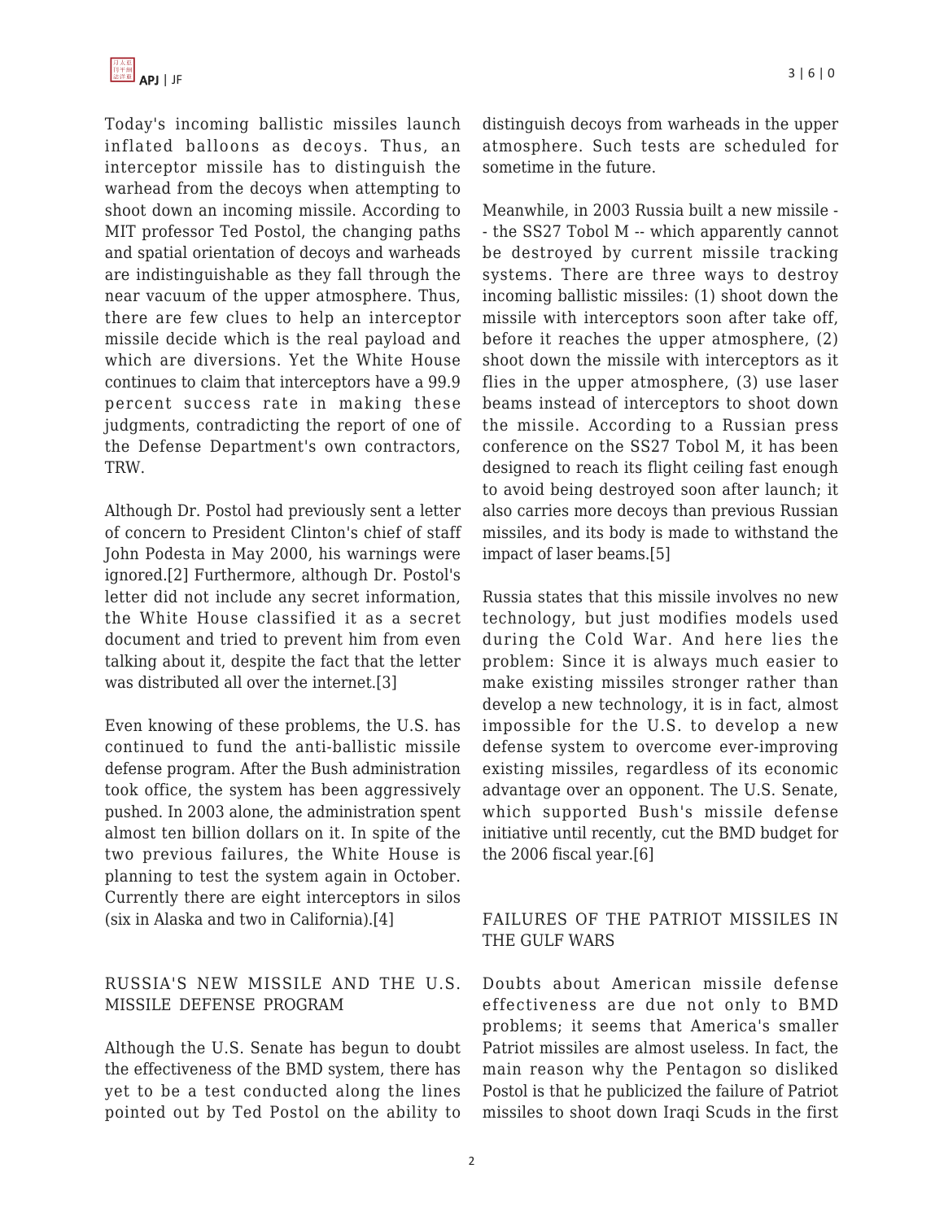Today's incoming ballistic missiles launch inflated balloons as decoys. Thus, an interceptor missile has to distinguish the warhead from the decoys when attempting to shoot down an incoming missile. According to MIT professor Ted Postol, the changing paths and spatial orientation of decoys and warheads are indistinguishable as they fall through the near vacuum of the upper atmosphere. Thus, there are few clues to help an interceptor missile decide which is the real payload and which are diversions. Yet the White House continues to claim that interceptors have a 99.9 percent success rate in making these judgments, contradicting the report of one of the Defense Department's own contractors, TRW.

Although Dr. Postol had previously sent a letter of concern to President Clinton's chief of staff John Podesta in May 2000, his warnings were ignored.[2] Furthermore, although Dr. Postol's letter did not include any secret information, the White House classified it as a secret document and tried to prevent him from even talking about it, despite the fact that the letter was distributed all over the internet.[3]

Even knowing of these problems, the U.S. has continued to fund the anti-ballistic missile defense program. After the Bush administration took office, the system has been aggressively pushed. In 2003 alone, the administration spent almost ten billion dollars on it. In spite of the two previous failures, the White House is planning to test the system again in October. Currently there are eight interceptors in silos (six in Alaska and two in California).[4]

## RUSSIA'S NEW MISSILE AND THE U.S. MISSILE DEFENSE PROGRAM

Although the U.S. Senate has begun to doubt the effectiveness of the BMD system, there has yet to be a test conducted along the lines pointed out by Ted Postol on the ability to distinguish decoys from warheads in the upper atmosphere. Such tests are scheduled for sometime in the future.

Meanwhile, in 2003 Russia built a new missile -- the SS27 Tobol M -- which apparently cannot be destroyed by current missile tracking systems. There are three ways to destroy incoming ballistic missiles: (1) shoot down the missile with interceptors soon after take off, before it reaches the upper atmosphere, (2) shoot down the missile with interceptors as it flies in the upper atmosphere, (3) use laser beams instead of interceptors to shoot down the missile. According to a Russian press conference on the SS27 Tobol M, it has been designed to reach its flight ceiling fast enough to avoid being destroyed soon after launch; it also carries more decoys than previous Russian missiles, and its body is made to withstand the impact of laser beams.[5]

Russia states that this missile involves no new technology, but just modifies models used during the Cold War. And here lies the problem: Since it is always much easier to make existing missiles stronger rather than develop a new technology, it is in fact, almost impossible for the U.S. to develop a new defense system to overcome ever-improving existing missiles, regardless of its economic advantage over an opponent. The U.S. Senate, which supported Bush's missile defense initiative until recently, cut the BMD budget for the 2006 fiscal year.[6]

## FAILURES OF THE PATRIOT MISSILES IN THE GULF WARS

Doubts about American missile defense effectiveness are due not only to BMD problems; it seems that America's smaller Patriot missiles are almost useless. In fact, the main reason why the Pentagon so disliked Postol is that he publicized the failure of Patriot missiles to shoot down Iraqi Scuds in the first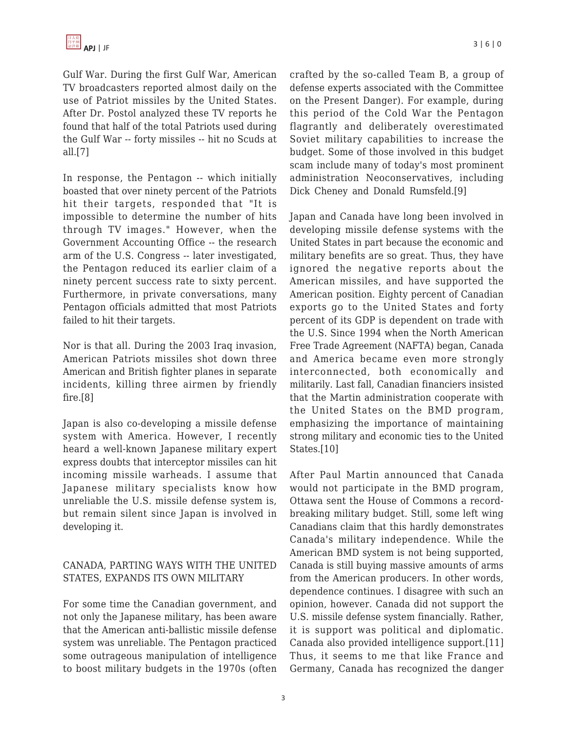Gulf War. During the first Gulf War, American TV broadcasters reported almost daily on the use of Patriot missiles by the United States. After Dr. Postol analyzed these TV reports he found that half of the total Patriots used during the Gulf War -- forty missiles -- hit no Scuds at all.[7]

In response, the Pentagon -- which initially boasted that over ninety percent of the Patriots hit their targets, responded that "It is impossible to determine the number of hits through TV images." However, when the Government Accounting Office -- the research arm of the U.S. Congress -- later investigated, the Pentagon reduced its earlier claim of a ninety percent success rate to sixty percent. Furthermore, in private conversations, many Pentagon officials admitted that most Patriots failed to hit their targets.

Nor is that all. During the 2003 Iraq invasion, American Patriots missiles shot down three American and British fighter planes in separate incidents, killing three airmen by friendly fire.[8]

Japan is also co-developing a missile defense system with America. However, I recently heard a well-known Japanese military expert express doubts that interceptor missiles can hit incoming missile warheads. I assume that Japanese military specialists know how unreliable the U.S. missile defense system is, but remain silent since Japan is involved in developing it.

## CANADA, PARTING WAYS WITH THE UNITED STATES, EXPANDS ITS OWN MILITARY

For some time the Canadian government, and not only the Japanese military, has been aware that the American anti-ballistic missile defense system was unreliable. The Pentagon practiced some outrageous manipulation of intelligence to boost military budgets in the 1970s (often crafted by the so-called Team B, a group of defense experts associated with the Committee on the Present Danger). For example, during this period of the Cold War the Pentagon flagrantly and deliberately overestimated Soviet military capabilities to increase the budget. Some of those involved in this budget scam include many of today's most prominent administration Neoconservatives, including Dick Cheney and Donald Rumsfeld.[9]

Japan and Canada have long been involved in developing missile defense systems with the United States in part because the economic and military benefits are so great. Thus, they have ignored the negative reports about the American missiles, and have supported the American position. Eighty percent of Canadian exports go to the United States and forty percent of its GDP is dependent on trade with the U.S. Since 1994 when the North American Free Trade Agreement (NAFTA) began, Canada and America became even more strongly interconnected, both economically and militarily. Last fall, Canadian financiers insisted that the Martin administration cooperate with the United States on the BMD program, emphasizing the importance of maintaining strong military and economic ties to the United States.[10]

After Paul Martin announced that Canada would not participate in the BMD program, Ottawa sent the House of Commons a record-breaking military budget. Still, some left wing Canadians claim that this hardly demonstrates Canada's military independence. While the American BMD system is not being supported, Canada is still buying massive amounts of arms from the American producers. In other words, dependence continues. I disagree with such an opinion, however. Canada did not support the U.S. missile defense system financially. Rather, it is support was political and diplomatic. Canada also provided intelligence support.[11] Thus, it seems to me that like France and Germany, Canada has recognized the danger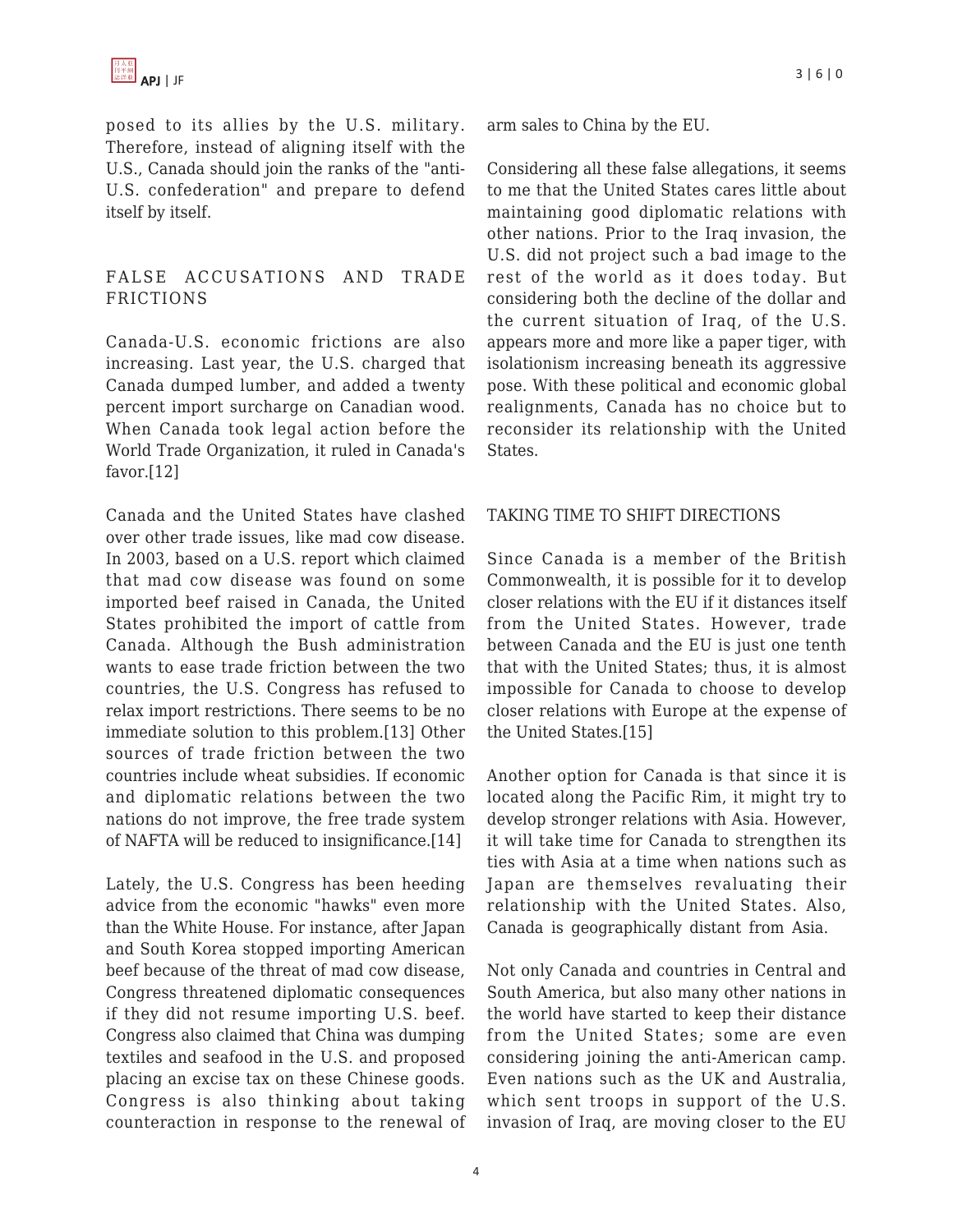posed to its allies by the U.S. military. Therefore, instead of aligning itself with the U.S., Canada should join the ranks of the "anti-U.S. confederation" and prepare to defend itself by itself.

## FALSE ACCUSATIONS AND TRADE FRICTIONS

Canada-U.S. economic frictions are also increasing. Last year, the U.S. charged that Canada dumped lumber, and added a twenty percent import surcharge on Canadian wood. When Canada took legal action before the World Trade Organization, it ruled in Canada's favor.[12]

Canada and the United States have clashed over other trade issues, like mad cow disease. In 2003, based on a U.S. report which claimed that mad cow disease was found on some imported beef raised in Canada, the United States prohibited the import of cattle from Canada. Although the Bush administration wants to ease trade friction between the two countries, the U.S. Congress has refused to relax import restrictions. There seems to be no immediate solution to this problem.[13] Other sources of trade friction between the two countries include wheat subsidies. If economic and diplomatic relations between the two nations do not improve, the free trade system of NAFTA will be reduced to insignificance.[14]

Lately, the U.S. Congress has been heeding advice from the economic "hawks" even more than the White House. For instance, after Japan and South Korea stopped importing American beef because of the threat of mad cow disease, Congress threatened diplomatic consequences if they did not resume importing U.S. beef. Congress also claimed that China was dumping textiles and seafood in the U.S. and proposed placing an excise tax on these Chinese goods. Congress is also thinking about taking counteraction in response to the renewal of arm sales to China by the EU.

Considering all these false allegations, it seems to me that the United States cares little about maintaining good diplomatic relations with other nations. Prior to the Iraq invasion, the U.S. did not project such a bad image to the rest of the world as it does today. But considering both the decline of the dollar and the current situation of Iraq, of the U.S. appears more and more like a paper tiger, with isolationism increasing beneath its aggressive pose. With these political and economic global realignments, Canada has no choice but to reconsider its relationship with the United States.

## TAKING TIME TO SHIFT DIRECTIONS

Since Canada is a member of the British Commonwealth, it is possible for it to develop closer relations with the EU if it distances itself from the United States. However, trade between Canada and the EU is just one tenth that with the United States; thus, it is almost impossible for Canada to choose to develop closer relations with Europe at the expense of the United States.[15]

Another option for Canada is that since it is located along the Pacific Rim, it might try to develop stronger relations with Asia. However, it will take time for Canada to strengthen its ties with Asia at a time when nations such as Japan are themselves revaluating their relationship with the United States. Also, Canada is geographically distant from Asia.

Not only Canada and countries in Central and South America, but also many other nations in the world have started to keep their distance from the United States; some are even considering joining the anti-American camp. Even nations such as the UK and Australia, which sent troops in support of the U.S. invasion of Iraq, are moving closer to the EU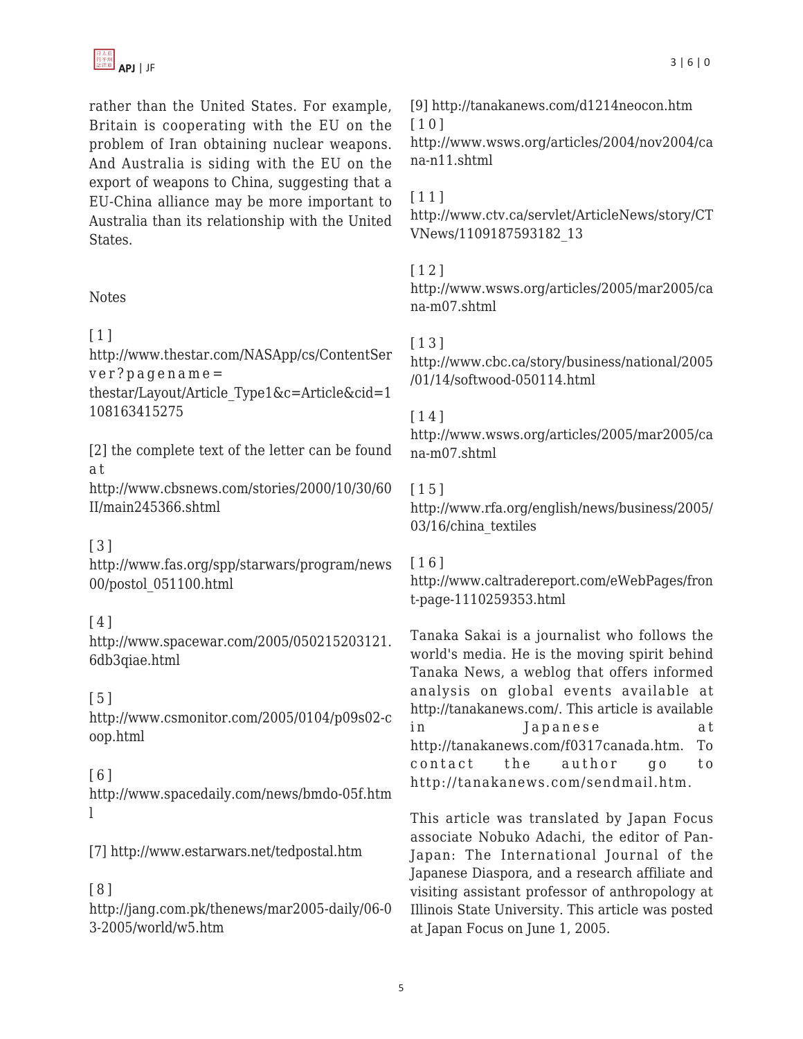rather than the United States. For example, Britain is cooperating with the EU on the problem of Iran obtaining nuclear weapons. And Australia is siding with the EU on the export of weapons to China, suggesting that a EU-China alliance may be more important to Australia than its relationship with the United States.

Notes

[1] http://www.thestar.com/NASApp/cs/ContentServer?pagename=thestar/Layout/Article_Type1&c=Article&cid=1108163415275

[2] the complete text of the letter can be found at http://www.cbsnews.com/stories/2000/10/30/60II/main245366.shtml

[3] http://www.fas.org/spp/starwars/program/news00/postol_051100.html

[4] http://www.spacewar.com/2005/050215203121.6db3qiae.html

[5] http://www.csmonitor.com/2005/0104/p09s02-coop.html

[6] http://www.spacedaily.com/news/bmdo-05f.html

[7] http://www.estarwars.net/tedpostal.htm

[8] http://jang.com.pk/thenews/mar2005-daily/06-03-2005/world/w5.htm

[9] http://tanakanews.com/d1214neocon.htm

[10] http://www.wsws.org/articles/2004/nov2004/cana-n11.shtml

[11] http://www.ctv.ca/servlet/ArticleNews/story/CTVNews/1109187593182_13

[12] http://www.wsws.org/articles/2005/mar2005/cana-m07.shtml

[13] http://www.cbc.ca/story/business/national/2005/01/14/softwood-050114.html

[14] http://www.wsws.org/articles/2005/mar2005/cana-m07.shtml

[15] http://www.rfa.org/english/news/business/2005/03/16/china_textiles

[16] http://www.caltradereport.com/eWebPages/front-page-1110259353.html

Tanaka Sakai is a journalist who follows the world's media. He is the moving spirit behind Tanaka News, a weblog that offers informed analysis on global events available at http://tanakanews.com/. This article is available in Japanese at http://tanakanews.com/f0317canada.htm. To contact the author go to http://tanakanews.com/sendmail.htm.

This article was translated by Japan Focus associate Nobuko Adachi, the editor of Pan-Japan: The International Journal of the Japanese Diaspora, and a research affiliate and visiting assistant professor of anthropology at Illinois State University. This article was posted at Japan Focus on June 1, 2005.